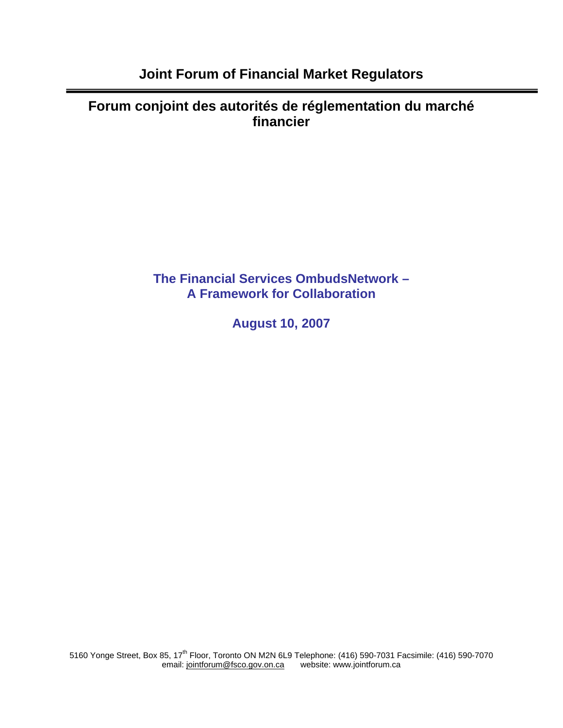# Joint Forum of Financial Market Regulators

# Forum conjoint des autorités de réglementation du marché financier

## The Financial Services OmbudsNetwork – A Framework for Collaboration

## August 10, 2007

5160 Yonge Street, Box 85, 17th Floor, Toronto ON M2N 6L9 Telephone: (416) 590-7031 Facsimile: (416) 590-7070
email: jointforum@fsco.gov.on.ca website: www.jointforum.ca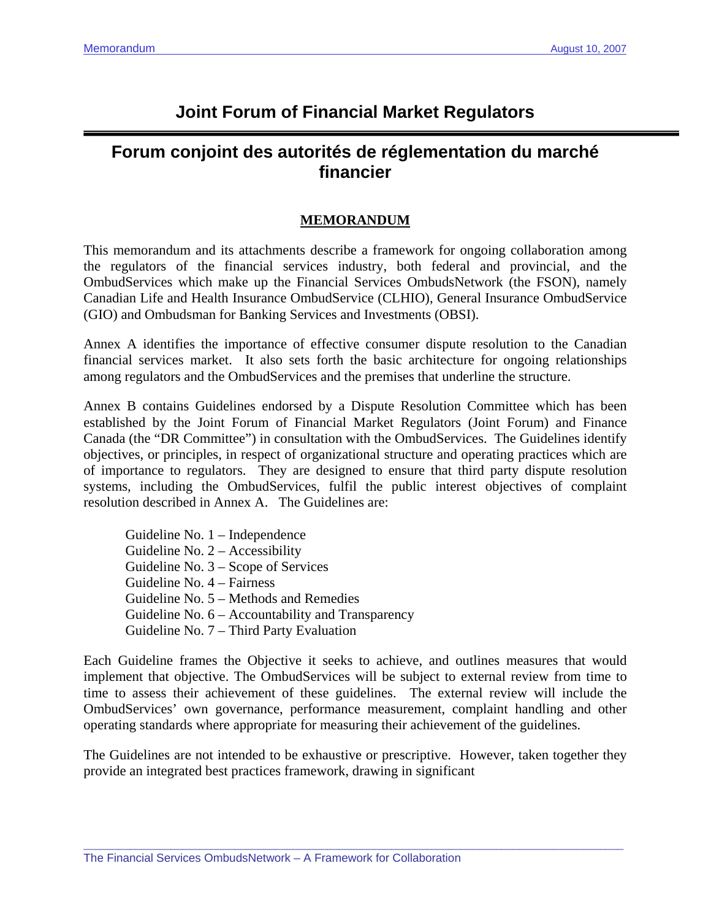# Joint Forum of Financial Market Regulators

# Forum conjoint des autorités de réglementation du marché financier

## MEMORANDUM

This memorandum and its attachments describe a framework for ongoing collaboration among the regulators of the financial services industry, both federal and provincial, and the OmbudServices which make up the Financial Services OmbudsNetwork (the FSON), namely Canadian Life and Health Insurance OmbudService (CLHIO), General Insurance OmbudService (GIO) and Ombudsman for Banking Services and Investments (OBSI).

Annex A identifies the importance of effective consumer dispute resolution to the Canadian financial services market. It also sets forth the basic architecture for ongoing relationships among regulators and the OmbudServices and the premises that underline the structure.

Annex B contains Guidelines endorsed by a Dispute Resolution Committee which has been established by the Joint Forum of Financial Market Regulators (Joint Forum) and Finance Canada (the "DR Committee") in consultation with the OmbudServices. The Guidelines identify objectives, or principles, in respect of organizational structure and operating practices which are of importance to regulators. They are designed to ensure that third party dispute resolution systems, including the OmbudServices, fulfil the public interest objectives of complaint resolution described in Annex A. The Guidelines are:

- Guideline No. 1 – Independence
- Guideline No. 2 – Accessibility
- Guideline No. 3 – Scope of Services
- Guideline No. 4 – Fairness
- Guideline No. 5 – Methods and Remedies
- Guideline No. 6 – Accountability and Transparency
- Guideline No. 7 – Third Party Evaluation

Each Guideline frames the Objective it seeks to achieve, and outlines measures that would implement that objective. The OmbudServices will be subject to external review from time to time to assess their achievement of these guidelines. The external review will include the OmbudServices' own governance, performance measurement, complaint handling and other operating standards where appropriate for measuring their achievement of the guidelines.

The Guidelines are not intended to be exhaustive or prescriptive. However, taken together they provide an integrated best practices framework, drawing in significant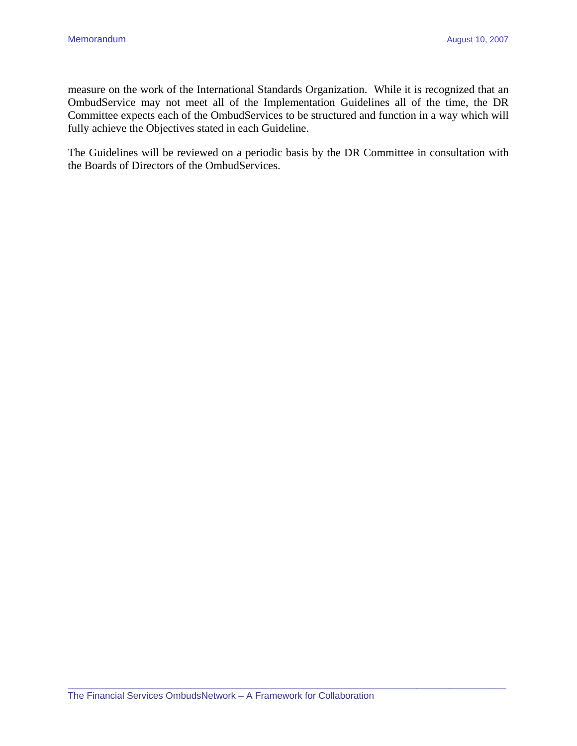measure on the work of the International Standards Organization. While it is recognized that an OmbudService may not meet all of the Implementation Guidelines all of the time, the DR Committee expects each of the OmbudServices to be structured and function in a way which will fully achieve the Objectives stated in each Guideline.

The Guidelines will be reviewed on a periodic basis by the DR Committee in consultation with the Boards of Directors of the OmbudServices.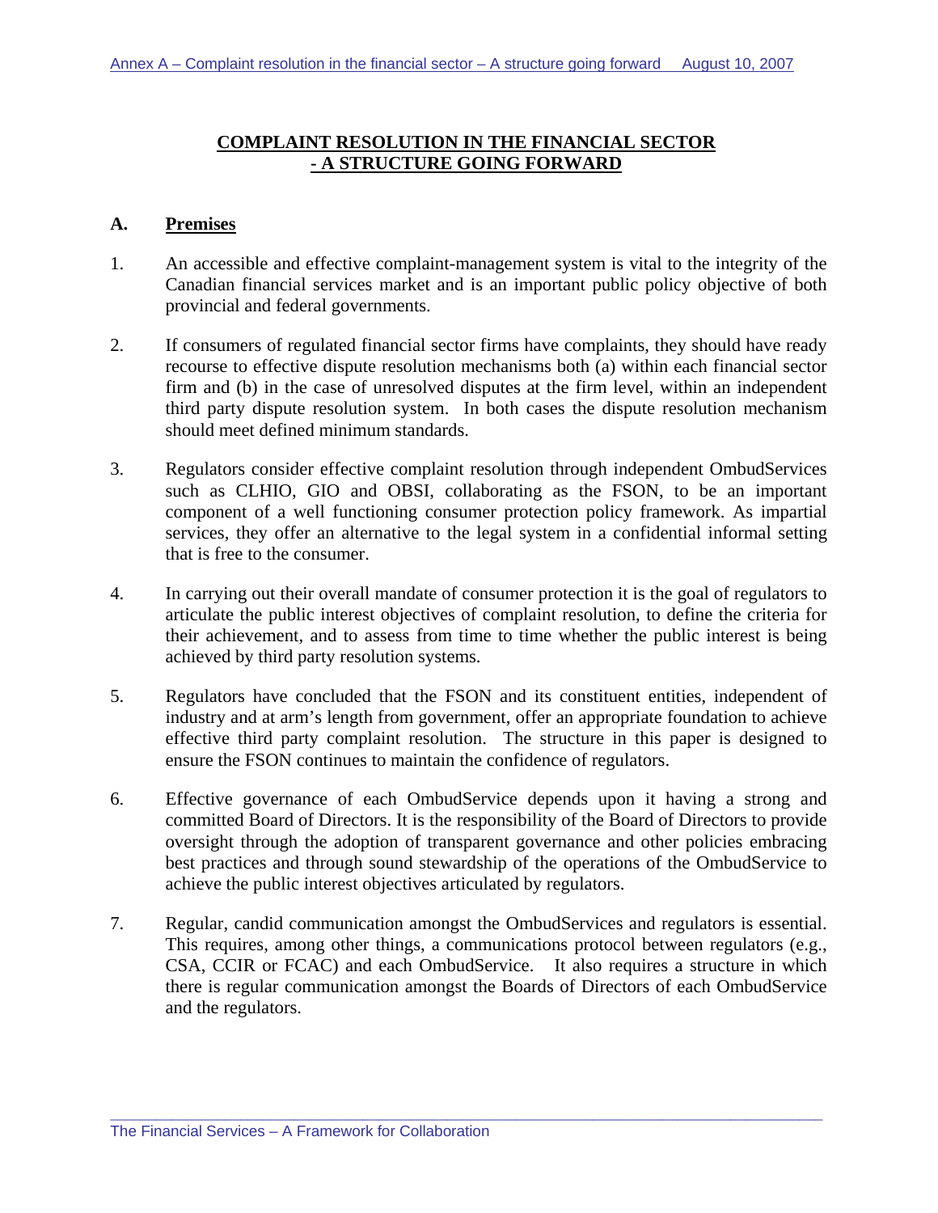# COMPLAINT RESOLUTION IN THE FINANCIAL SECTOR - A STRUCTURE GOING FORWARD

## A. Premises

1. An accessible and effective complaint-management system is vital to the integrity of the Canadian financial services market and is an important public policy objective of both provincial and federal governments.

2. If consumers of regulated financial sector firms have complaints, they should have ready recourse to effective dispute resolution mechanisms both (a) within each financial sector firm and (b) in the case of unresolved disputes at the firm level, within an independent third party dispute resolution system. In both cases the dispute resolution mechanism should meet defined minimum standards.

3. Regulators consider effective complaint resolution through independent OmbudServices such as CLHIO, GIO and OBSI, collaborating as the FSON, to be an important component of a well functioning consumer protection policy framework. As impartial services, they offer an alternative to the legal system in a confidential informal setting that is free to the consumer.

4. In carrying out their overall mandate of consumer protection it is the goal of regulators to articulate the public interest objectives of complaint resolution, to define the criteria for their achievement, and to assess from time to time whether the public interest is being achieved by third party resolution systems.

5. Regulators have concluded that the FSON and its constituent entities, independent of industry and at arm's length from government, offer an appropriate foundation to achieve effective third party complaint resolution. The structure in this paper is designed to ensure the FSON continues to maintain the confidence of regulators.

6. Effective governance of each OmbudService depends upon it having a strong and committed Board of Directors. It is the responsibility of the Board of Directors to provide oversight through the adoption of transparent governance and other policies embracing best practices and through sound stewardship of the operations of the OmbudService to achieve the public interest objectives articulated by regulators.

7. Regular, candid communication amongst the OmbudServices and regulators is essential. This requires, among other things, a communications protocol between regulators (e.g., CSA, CCIR or FCAC) and each OmbudService. It also requires a structure in which there is regular communication amongst the Boards of Directors of each OmbudService and the regulators.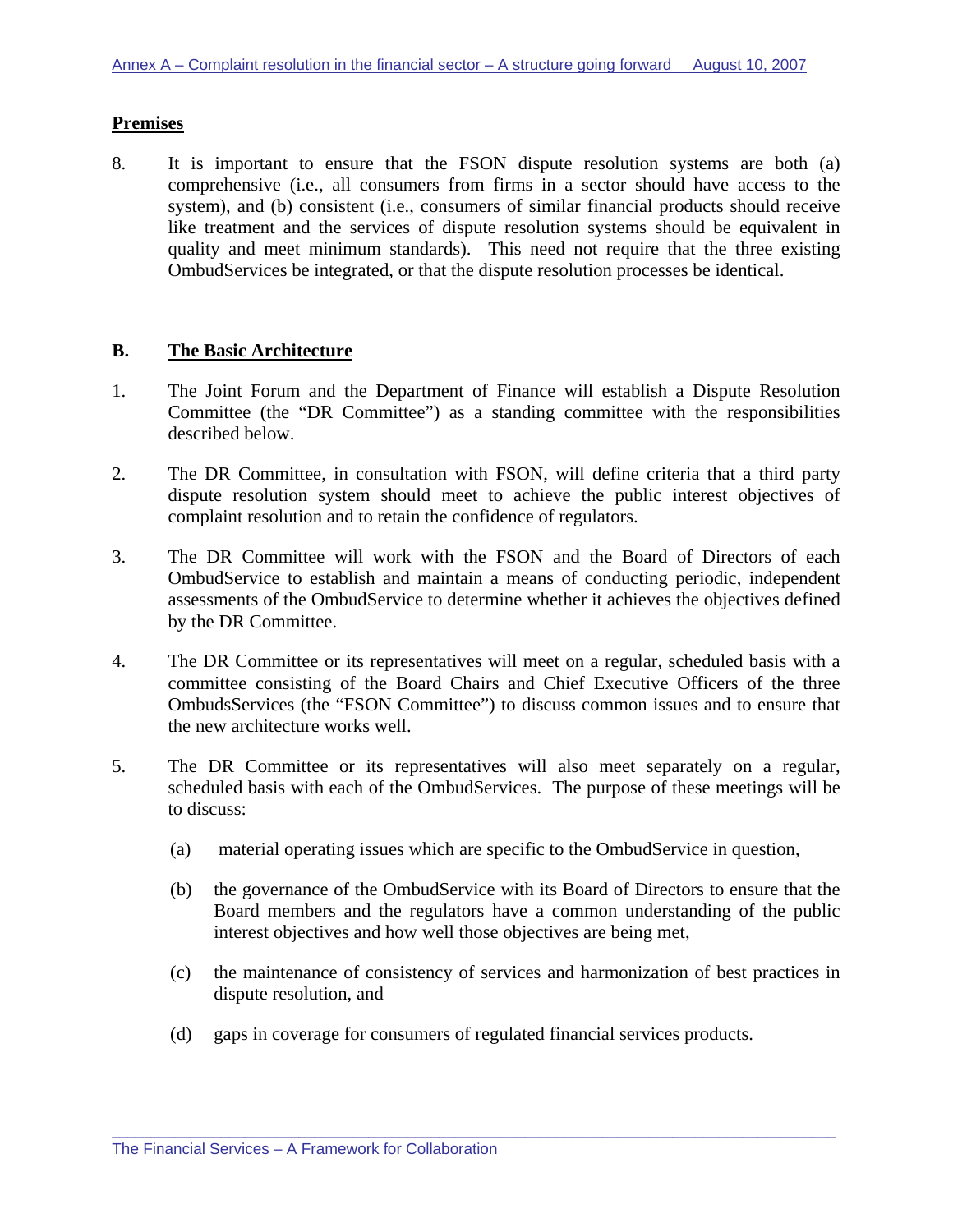## Premises

8. It is important to ensure that the FSON dispute resolution systems are both (a) comprehensive (i.e., all consumers from firms in a sector should have access to the system), and (b) consistent (i.e., consumers of similar financial products should receive like treatment and the services of dispute resolution systems should be equivalent in quality and meet minimum standards). This need not require that the three existing OmbudServices be integrated, or that the dispute resolution processes be identical.

## B. The Basic Architecture

1. The Joint Forum and the Department of Finance will establish a Dispute Resolution Committee (the "DR Committee") as a standing committee with the responsibilities described below.

2. The DR Committee, in consultation with FSON, will define criteria that a third party dispute resolution system should meet to achieve the public interest objectives of complaint resolution and to retain the confidence of regulators.

3. The DR Committee will work with the FSON and the Board of Directors of each OmbudService to establish and maintain a means of conducting periodic, independent assessments of the OmbudService to determine whether it achieves the objectives defined by the DR Committee.

4. The DR Committee or its representatives will meet on a regular, scheduled basis with a committee consisting of the Board Chairs and Chief Executive Officers of the three OmbudsServices (the "FSON Committee") to discuss common issues and to ensure that the new architecture works well.

5. The DR Committee or its representatives will also meet separately on a regular, scheduled basis with each of the OmbudServices. The purpose of these meetings will be to discuss:

   (a) material operating issues which are specific to the OmbudService in question,

   (b) the governance of the OmbudService with its Board of Directors to ensure that the Board members and the regulators have a common understanding of the public interest objectives and how well those objectives are being met,

   (c) the maintenance of consistency of services and harmonization of best practices in dispute resolution, and

   (d) gaps in coverage for consumers of regulated financial services products.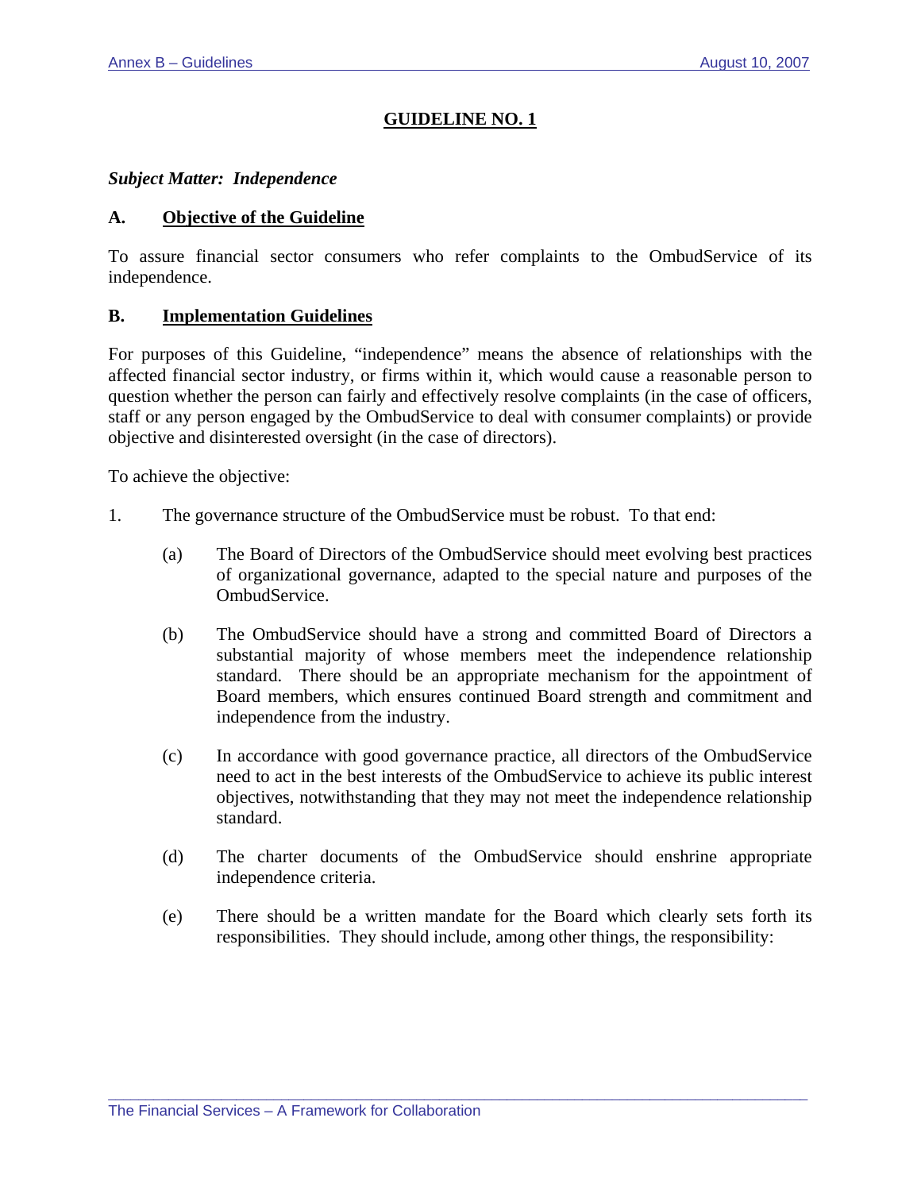## GUIDELINE NO. 1

***Subject Matter: Independence***

### A. Objective of the Guideline

To assure financial sector consumers who refer complaints to the OmbudService of its independence.

### B. Implementation Guidelines

For purposes of this Guideline, "independence" means the absence of relationships with the affected financial sector industry, or firms within it, which would cause a reasonable person to question whether the person can fairly and effectively resolve complaints (in the case of officers, staff or any person engaged by the OmbudService to deal with consumer complaints) or provide objective and disinterested oversight (in the case of directors).

To achieve the objective:

1. The governance structure of the OmbudService must be robust. To that end:

   (a) The Board of Directors of the OmbudService should meet evolving best practices of organizational governance, adapted to the special nature and purposes of the OmbudService.

   (b) The OmbudService should have a strong and committed Board of Directors a substantial majority of whose members meet the independence relationship standard. There should be an appropriate mechanism for the appointment of Board members, which ensures continued Board strength and commitment and independence from the industry.

   (c) In accordance with good governance practice, all directors of the OmbudService need to act in the best interests of the OmbudService to achieve its public interest objectives, notwithstanding that they may not meet the independence relationship standard.

   (d) The charter documents of the OmbudService should enshrine appropriate independence criteria.

   (e) There should be a written mandate for the Board which clearly sets forth its responsibilities. They should include, among other things, the responsibility: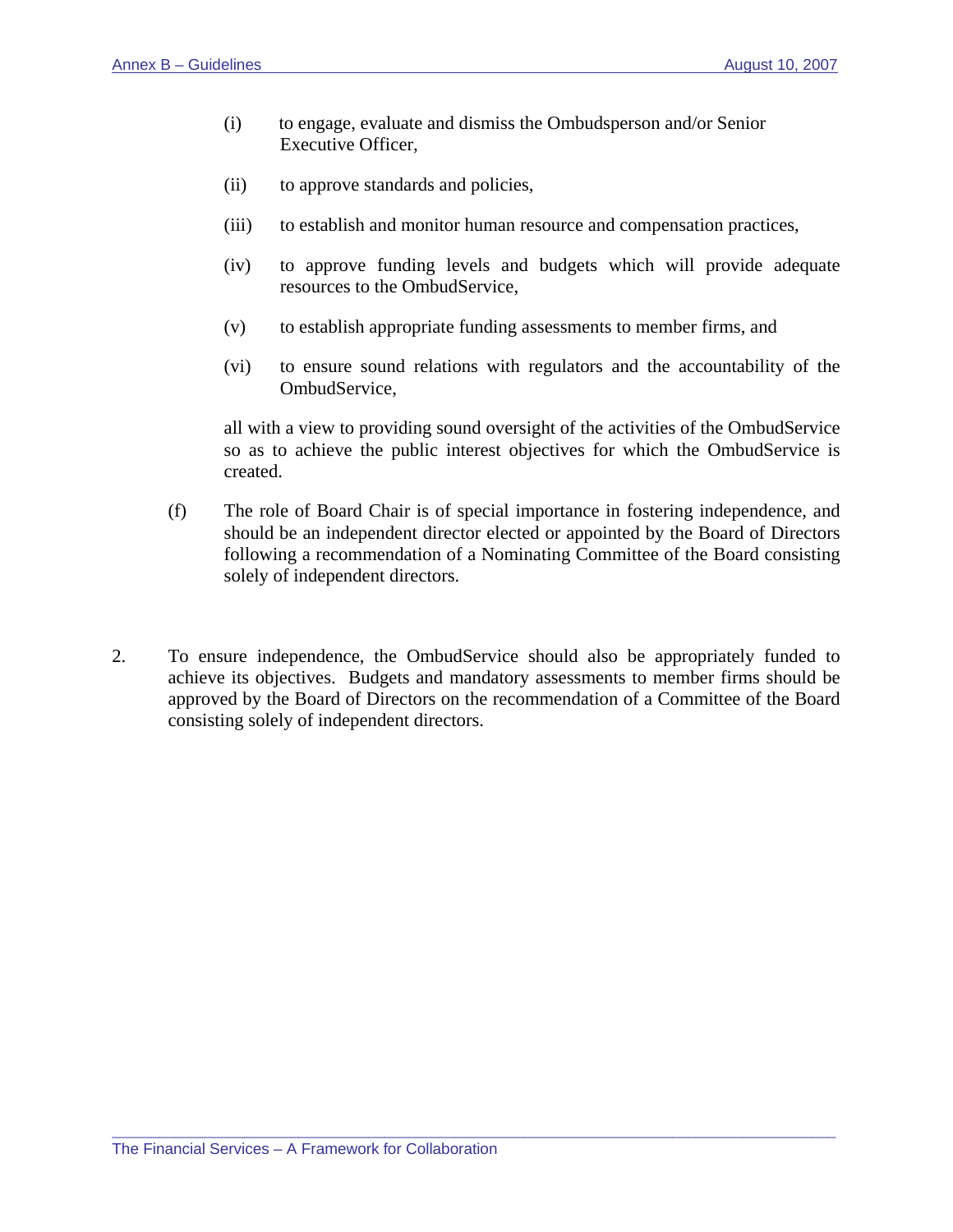(i) to engage, evaluate and dismiss the Ombudsperson and/or Senior Executive Officer,

(ii) to approve standards and policies,

(iii) to establish and monitor human resource and compensation practices,

(iv) to approve funding levels and budgets which will provide adequate resources to the OmbudService,

(v) to establish appropriate funding assessments to member firms, and

(vi) to ensure sound relations with regulators and the accountability of the OmbudService,

all with a view to providing sound oversight of the activities of the OmbudService so as to achieve the public interest objectives for which the OmbudService is created.

(f) The role of Board Chair is of special importance in fostering independence, and should be an independent director elected or appointed by the Board of Directors following a recommendation of a Nominating Committee of the Board consisting solely of independent directors.

2. To ensure independence, the OmbudService should also be appropriately funded to achieve its objectives. Budgets and mandatory assessments to member firms should be approved by the Board of Directors on the recommendation of a Committee of the Board consisting solely of independent directors.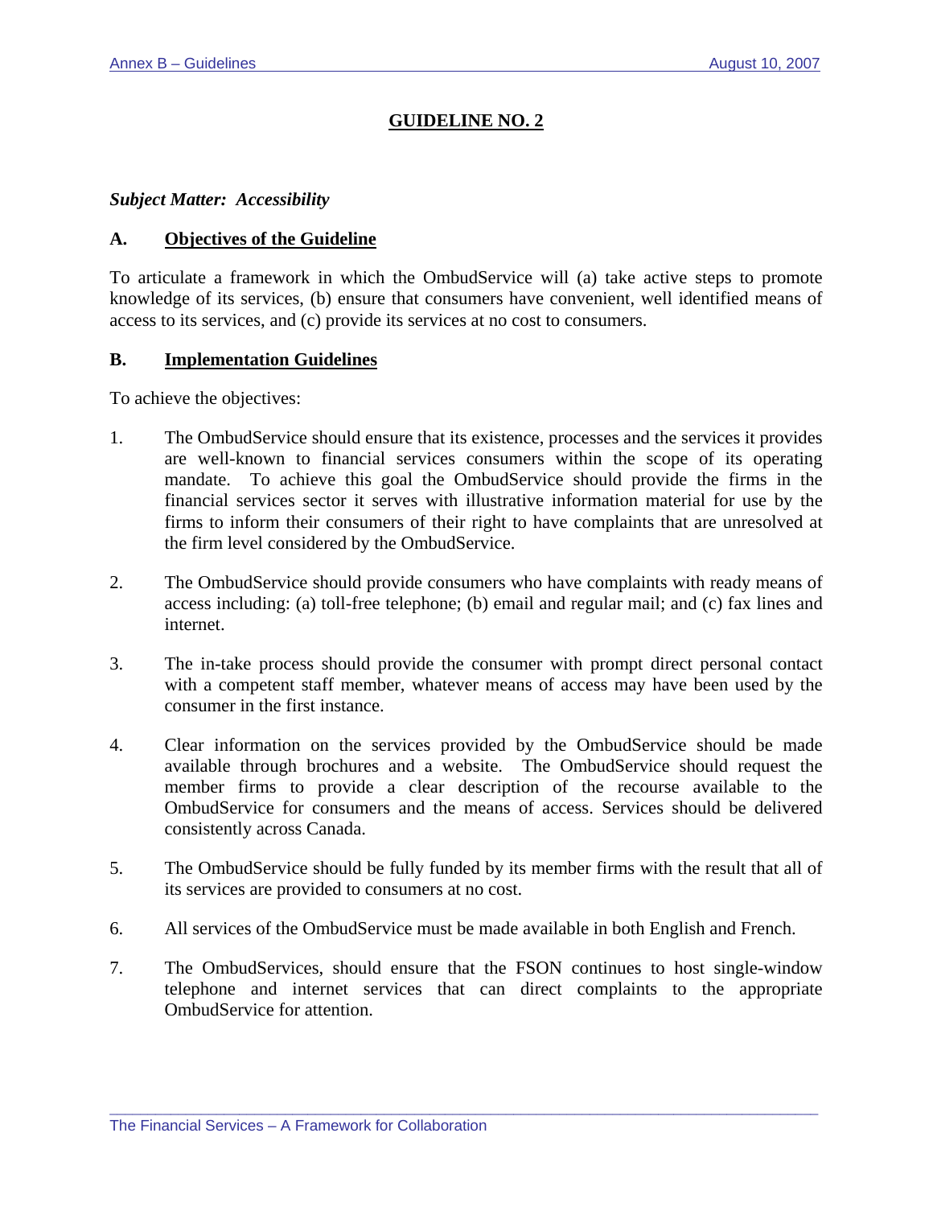## GUIDELINE NO. 2

***Subject Matter: Accessibility***

### A. Objectives of the Guideline

To articulate a framework in which the OmbudService will (a) take active steps to promote knowledge of its services, (b) ensure that consumers have convenient, well identified means of access to its services, and (c) provide its services at no cost to consumers.

### B. Implementation Guidelines

To achieve the objectives:

1. The OmbudService should ensure that its existence, processes and the services it provides are well-known to financial services consumers within the scope of its operating mandate. To achieve this goal the OmbudService should provide the firms in the financial services sector it serves with illustrative information material for use by the firms to inform their consumers of their right to have complaints that are unresolved at the firm level considered by the OmbudService.

2. The OmbudService should provide consumers who have complaints with ready means of access including: (a) toll-free telephone; (b) email and regular mail; and (c) fax lines and internet.

3. The in-take process should provide the consumer with prompt direct personal contact with a competent staff member, whatever means of access may have been used by the consumer in the first instance.

4. Clear information on the services provided by the OmbudService should be made available through brochures and a website. The OmbudService should request the member firms to provide a clear description of the recourse available to the OmbudService for consumers and the means of access. Services should be delivered consistently across Canada.

5. The OmbudService should be fully funded by its member firms with the result that all of its services are provided to consumers at no cost.

6. All services of the OmbudService must be made available in both English and French.

7. The OmbudServices, should ensure that the FSON continues to host single-window telephone and internet services that can direct complaints to the appropriate OmbudService for attention.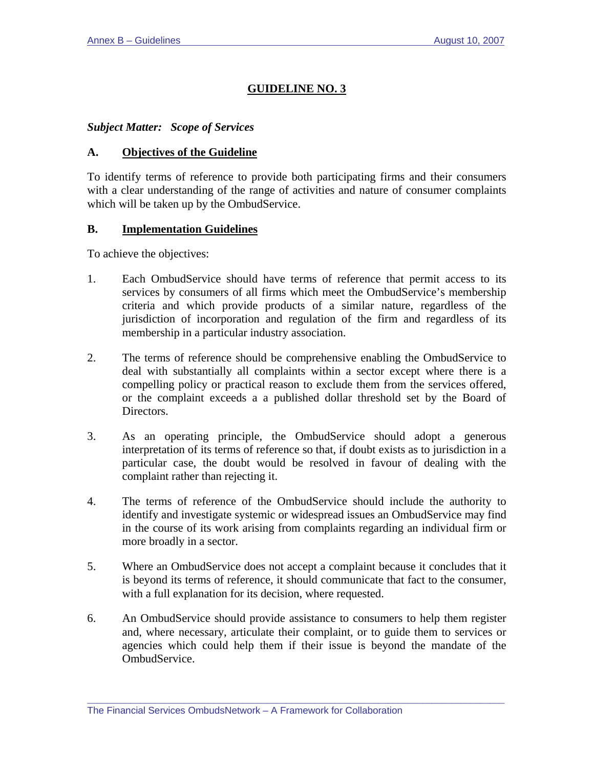## GUIDELINE NO. 3

***Subject Matter: Scope of Services***

### A. Objectives of the Guideline

To identify terms of reference to provide both participating firms and their consumers with a clear understanding of the range of activities and nature of consumer complaints which will be taken up by the OmbudService.

### B. Implementation Guidelines

To achieve the objectives:

1. Each OmbudService should have terms of reference that permit access to its services by consumers of all firms which meet the OmbudService's membership criteria and which provide products of a similar nature, regardless of the jurisdiction of incorporation and regulation of the firm and regardless of its membership in a particular industry association.

2. The terms of reference should be comprehensive enabling the OmbudService to deal with substantially all complaints within a sector except where there is a compelling policy or practical reason to exclude them from the services offered, or the complaint exceeds a a published dollar threshold set by the Board of Directors.

3. As an operating principle, the OmbudService should adopt a generous interpretation of its terms of reference so that, if doubt exists as to jurisdiction in a particular case, the doubt would be resolved in favour of dealing with the complaint rather than rejecting it.

4. The terms of reference of the OmbudService should include the authority to identify and investigate systemic or widespread issues an OmbudService may find in the course of its work arising from complaints regarding an individual firm or more broadly in a sector.

5. Where an OmbudService does not accept a complaint because it concludes that it is beyond its terms of reference, it should communicate that fact to the consumer, with a full explanation for its decision, where requested.

6. An OmbudService should provide assistance to consumers to help them register and, where necessary, articulate their complaint, or to guide them to services or agencies which could help them if their issue is beyond the mandate of the OmbudService.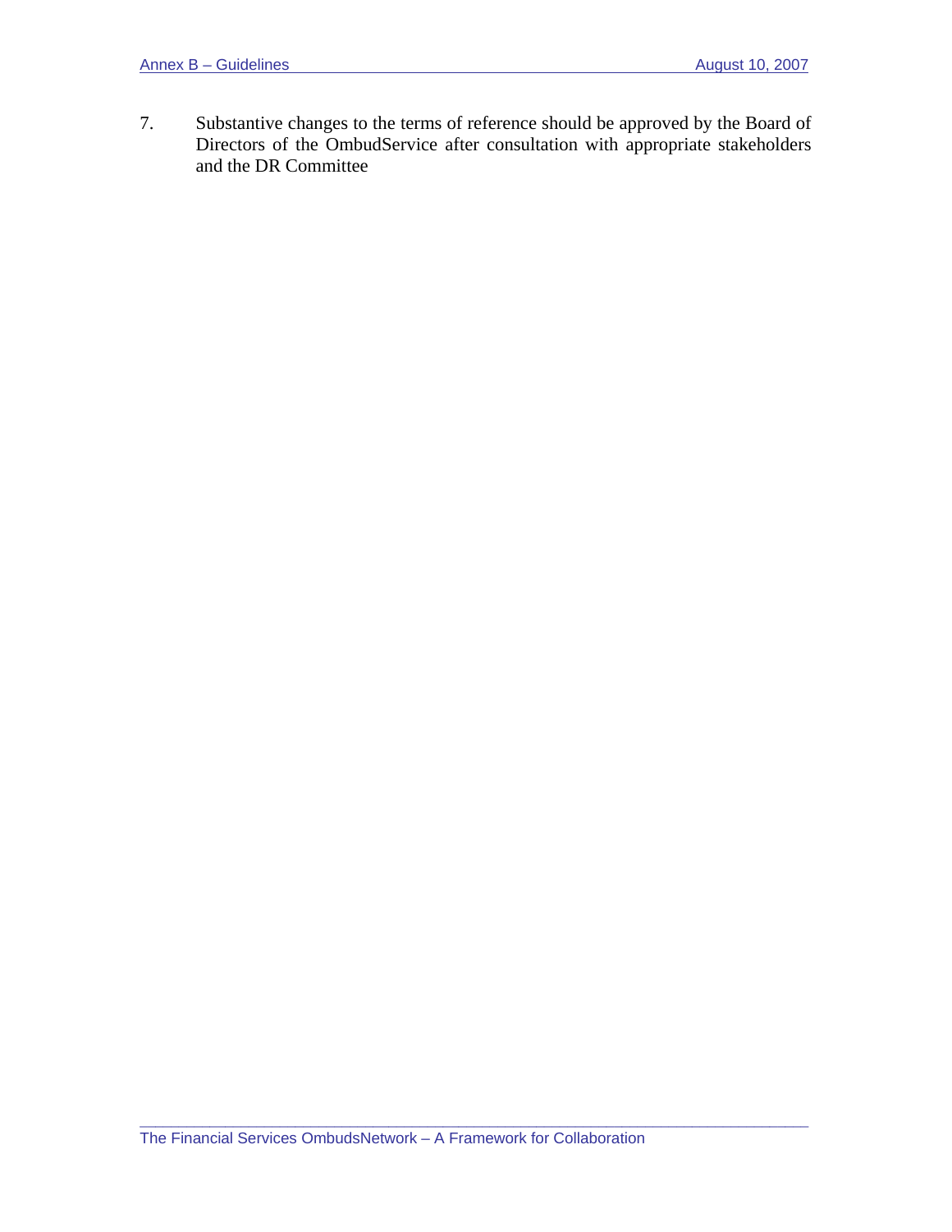7. Substantive changes to the terms of reference should be approved by the Board of Directors of the OmbudService after consultation with appropriate stakeholders and the DR Committee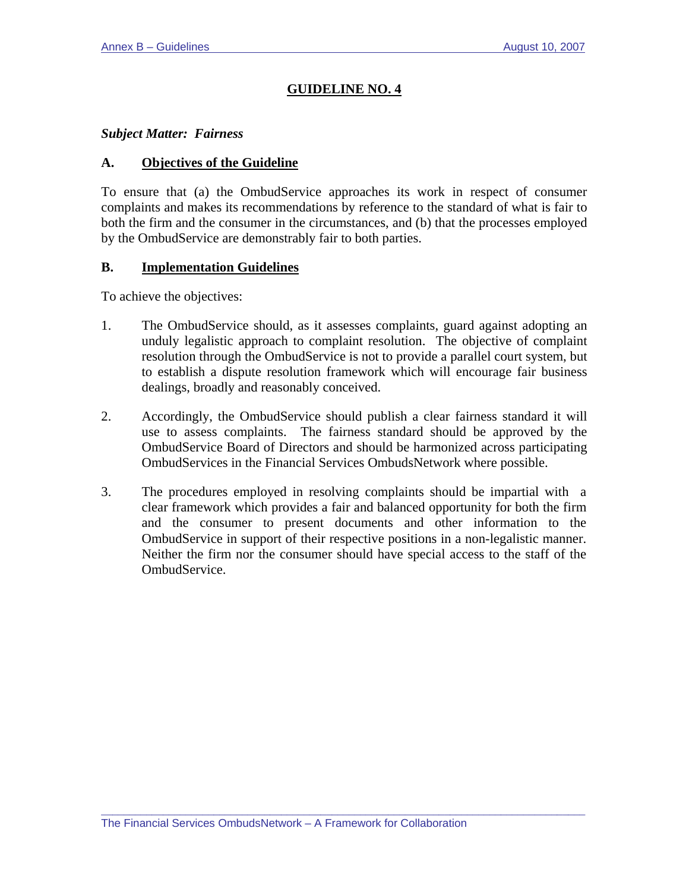## GUIDELINE NO. 4

***Subject Matter: Fairness***

### A. Objectives of the Guideline

To ensure that (a) the OmbudService approaches its work in respect of consumer complaints and makes its recommendations by reference to the standard of what is fair to both the firm and the consumer in the circumstances, and (b) that the processes employed by the OmbudService are demonstrably fair to both parties.

### B. Implementation Guidelines

To achieve the objectives:

1. The OmbudService should, as it assesses complaints, guard against adopting an unduly legalistic approach to complaint resolution. The objective of complaint resolution through the OmbudService is not to provide a parallel court system, but to establish a dispute resolution framework which will encourage fair business dealings, broadly and reasonably conceived.

2. Accordingly, the OmbudService should publish a clear fairness standard it will use to assess complaints. The fairness standard should be approved by the OmbudService Board of Directors and should be harmonized across participating OmbudServices in the Financial Services OmbudsNetwork where possible.

3. The procedures employed in resolving complaints should be impartial with a clear framework which provides a fair and balanced opportunity for both the firm and the consumer to present documents and other information to the OmbudService in support of their respective positions in a non-legalistic manner. Neither the firm nor the consumer should have special access to the staff of the OmbudService.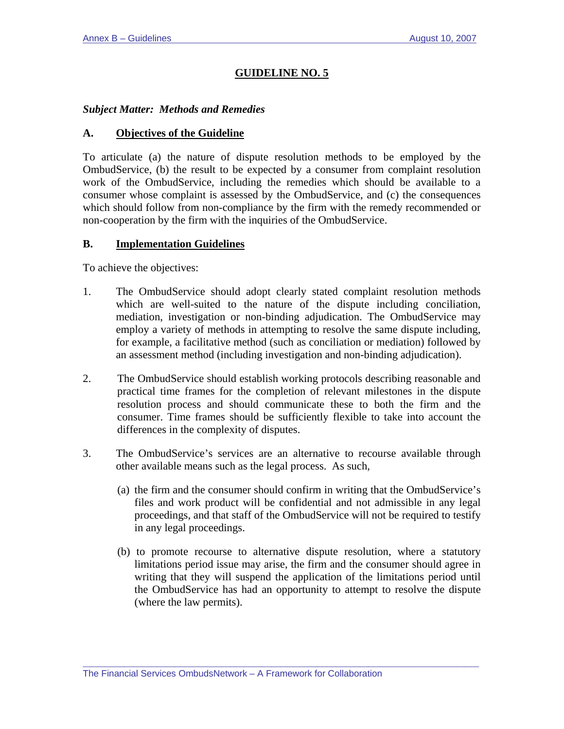## GUIDELINE NO. 5

***Subject Matter: Methods and Remedies***

### A. Objectives of the Guideline

To articulate (a) the nature of dispute resolution methods to be employed by the OmbudService, (b) the result to be expected by a consumer from complaint resolution work of the OmbudService, including the remedies which should be available to a consumer whose complaint is assessed by the OmbudService, and (c) the consequences which should follow from non-compliance by the firm with the remedy recommended or non-cooperation by the firm with the inquiries of the OmbudService.

### B. Implementation Guidelines

To achieve the objectives:

1. The OmbudService should adopt clearly stated complaint resolution methods which are well-suited to the nature of the dispute including conciliation, mediation, investigation or non-binding adjudication. The OmbudService may employ a variety of methods in attempting to resolve the same dispute including, for example, a facilitative method (such as conciliation or mediation) followed by an assessment method (including investigation and non-binding adjudication).

2. The OmbudService should establish working protocols describing reasonable and practical time frames for the completion of relevant milestones in the dispute resolution process and should communicate these to both the firm and the consumer. Time frames should be sufficiently flexible to take into account the differences in the complexity of disputes.

3. The OmbudService's services are an alternative to recourse available through other available means such as the legal process. As such,

   (a) the firm and the consumer should confirm in writing that the OmbudService's files and work product will be confidential and not admissible in any legal proceedings, and that staff of the OmbudService will not be required to testify in any legal proceedings.

   (b) to promote recourse to alternative dispute resolution, where a statutory limitations period issue may arise, the firm and the consumer should agree in writing that they will suspend the application of the limitations period until the OmbudService has had an opportunity to attempt to resolve the dispute (where the law permits).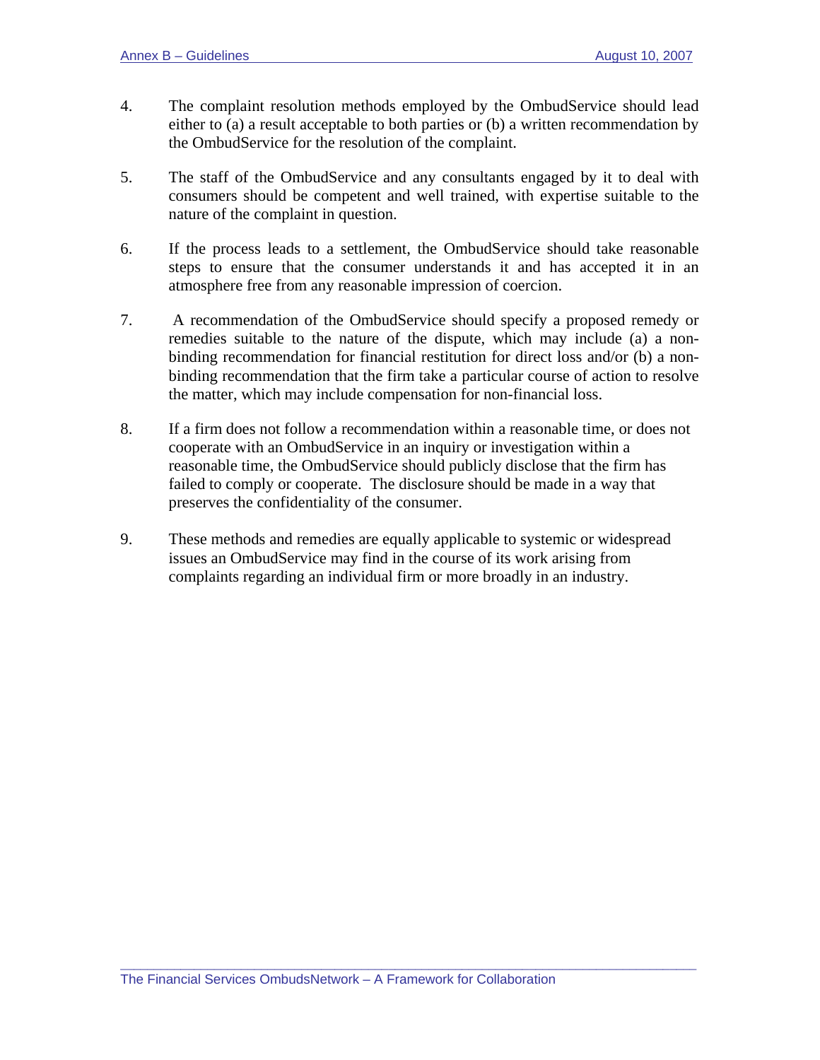4. The complaint resolution methods employed by the OmbudService should lead either to (a) a result acceptable to both parties or (b) a written recommendation by the OmbudService for the resolution of the complaint.

5. The staff of the OmbudService and any consultants engaged by it to deal with consumers should be competent and well trained, with expertise suitable to the nature of the complaint in question.

6. If the process leads to a settlement, the OmbudService should take reasonable steps to ensure that the consumer understands it and has accepted it in an atmosphere free from any reasonable impression of coercion.

7. A recommendation of the OmbudService should specify a proposed remedy or remedies suitable to the nature of the dispute, which may include (a) a non-binding recommendation for financial restitution for direct loss and/or (b) a non-binding recommendation that the firm take a particular course of action to resolve the matter, which may include compensation for non-financial loss.

8. If a firm does not follow a recommendation within a reasonable time, or does not cooperate with an OmbudService in an inquiry or investigation within a reasonable time, the OmbudService should publicly disclose that the firm has failed to comply or cooperate. The disclosure should be made in a way that preserves the confidentiality of the consumer.

9. These methods and remedies are equally applicable to systemic or widespread issues an OmbudService may find in the course of its work arising from complaints regarding an individual firm or more broadly in an industry.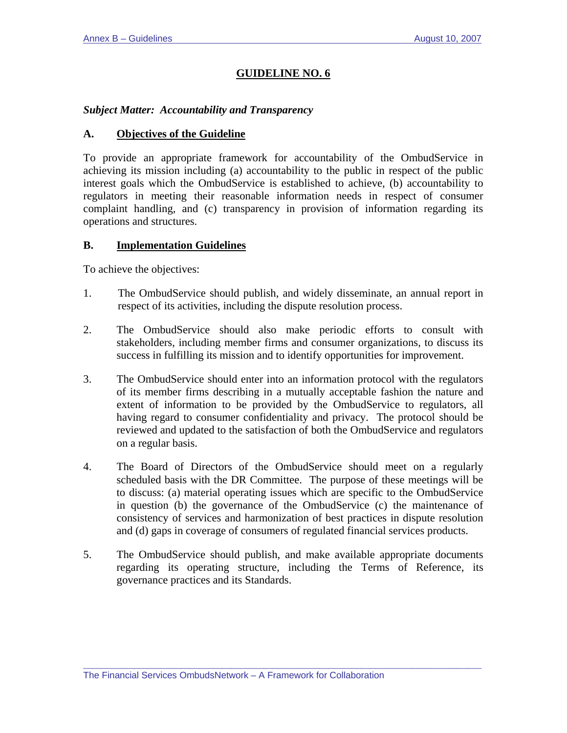## GUIDELINE NO. 6

***Subject Matter: Accountability and Transparency***

### A. Objectives of the Guideline

To provide an appropriate framework for accountability of the OmbudService in achieving its mission including (a) accountability to the public in respect of the public interest goals which the OmbudService is established to achieve, (b) accountability to regulators in meeting their reasonable information needs in respect of consumer complaint handling, and (c) transparency in provision of information regarding its operations and structures.

### B. Implementation Guidelines

To achieve the objectives:

1. The OmbudService should publish, and widely disseminate, an annual report in respect of its activities, including the dispute resolution process.

2. The OmbudService should also make periodic efforts to consult with stakeholders, including member firms and consumer organizations, to discuss its success in fulfilling its mission and to identify opportunities for improvement.

3. The OmbudService should enter into an information protocol with the regulators of its member firms describing in a mutually acceptable fashion the nature and extent of information to be provided by the OmbudService to regulators, all having regard to consumer confidentiality and privacy. The protocol should be reviewed and updated to the satisfaction of both the OmbudService and regulators on a regular basis.

4. The Board of Directors of the OmbudService should meet on a regularly scheduled basis with the DR Committee. The purpose of these meetings will be to discuss: (a) material operating issues which are specific to the OmbudService in question (b) the governance of the OmbudService (c) the maintenance of consistency of services and harmonization of best practices in dispute resolution and (d) gaps in coverage of consumers of regulated financial services products.

5. The OmbudService should publish, and make available appropriate documents regarding its operating structure, including the Terms of Reference, its governance practices and its Standards.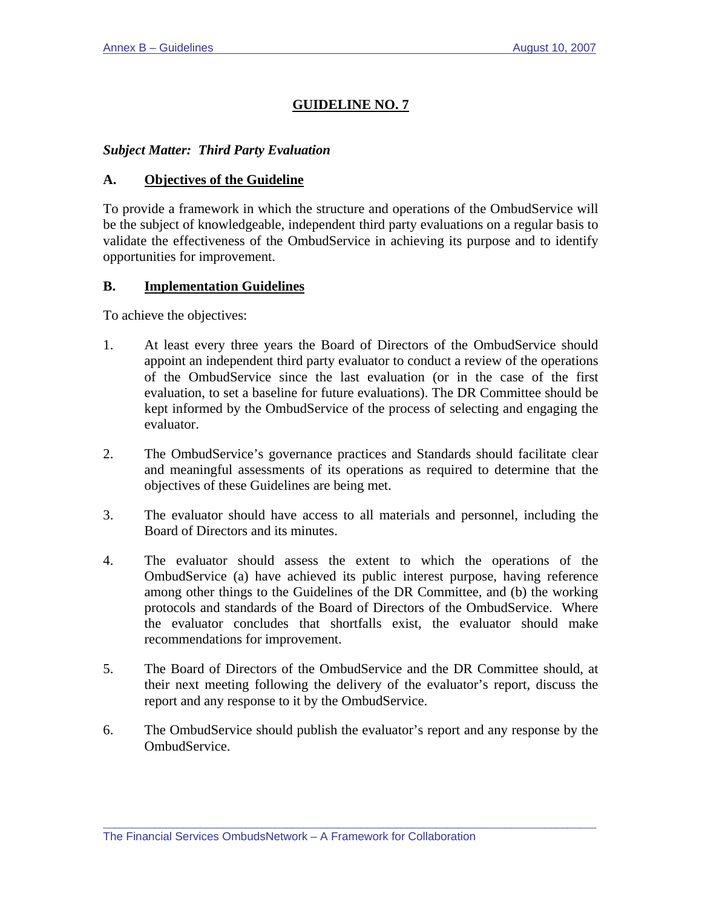## GUIDELINE NO. 7

***Subject Matter: Third Party Evaluation***

### A. Objectives of the Guideline

To provide a framework in which the structure and operations of the OmbudService will be the subject of knowledgeable, independent third party evaluations on a regular basis to validate the effectiveness of the OmbudService in achieving its purpose and to identify opportunities for improvement.

### B. Implementation Guidelines

To achieve the objectives:

1. At least every three years the Board of Directors of the OmbudService should appoint an independent third party evaluator to conduct a review of the operations of the OmbudService since the last evaluation (or in the case of the first evaluation, to set a baseline for future evaluations). The DR Committee should be kept informed by the OmbudService of the process of selecting and engaging the evaluator.

2. The OmbudService's governance practices and Standards should facilitate clear and meaningful assessments of its operations as required to determine that the objectives of these Guidelines are being met.

3. The evaluator should have access to all materials and personnel, including the Board of Directors and its minutes.

4. The evaluator should assess the extent to which the operations of the OmbudService (a) have achieved its public interest purpose, having reference among other things to the Guidelines of the DR Committee, and (b) the working protocols and standards of the Board of Directors of the OmbudService. Where the evaluator concludes that shortfalls exist, the evaluator should make recommendations for improvement.

5. The Board of Directors of the OmbudService and the DR Committee should, at their next meeting following the delivery of the evaluator's report, discuss the report and any response to it by the OmbudService.

6. The OmbudService should publish the evaluator's report and any response by the OmbudService.